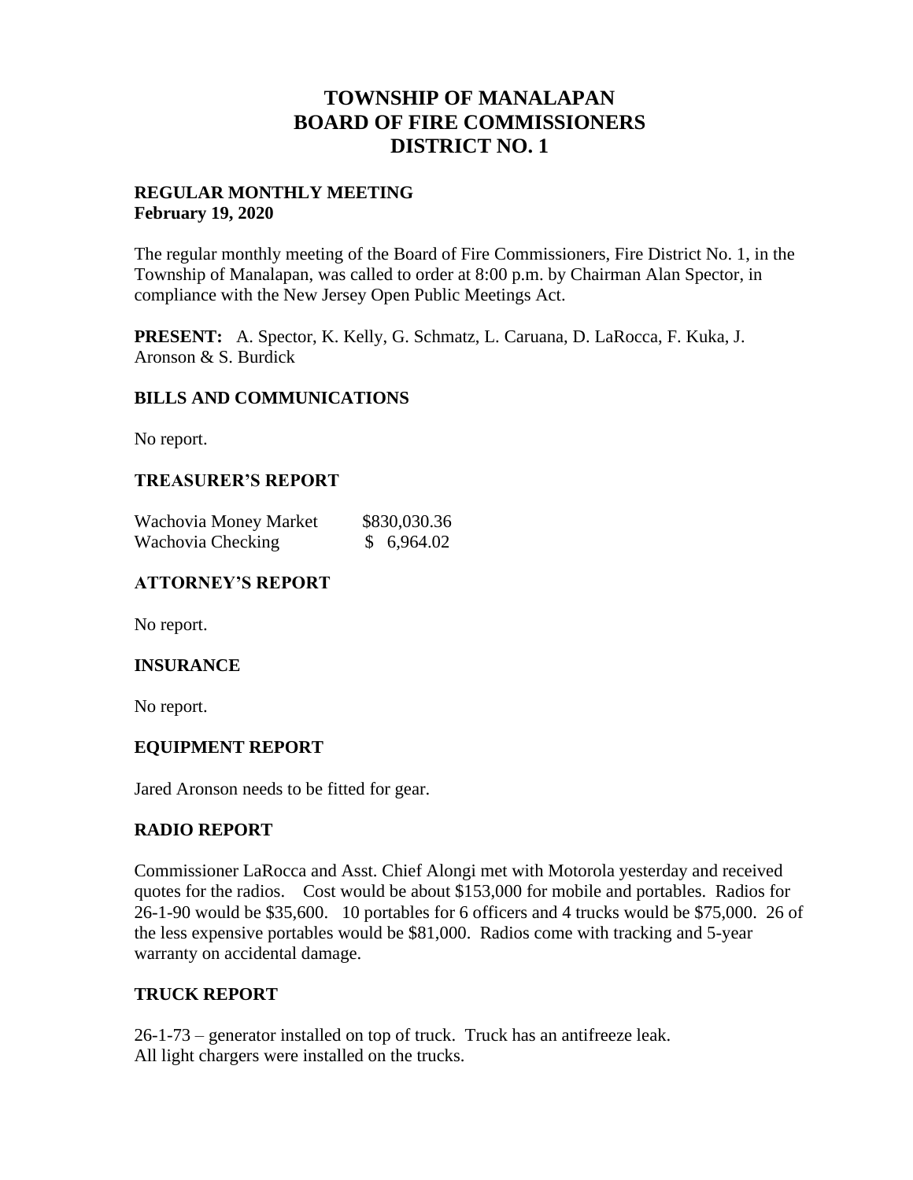# TOWNSHIP OF MANALAPAN
# BOARD OF FIRE COMMISSIONERS
# DISTRICT NO. 1

**REGULAR MONTHLY MEETING**
**February 19, 2020**

The regular monthly meeting of the Board of Fire Commissioners, Fire District No. 1, in the Township of Manalapan, was called to order at 8:00 p.m. by Chairman Alan Spector, in compliance with the New Jersey Open Public Meetings Act.

**PRESENT:** A. Spector, K. Kelly, G. Schmatz, L. Caruana, D. LaRocca, F. Kuka, J. Aronson & S. Burdick

## BILLS AND COMMUNICATIONS

No report.

## TREASURER'S REPORT

| | |
|---|---|
| Wachovia Money Market | \$830,030.36 |
| Wachovia Checking | \$ 6,964.02 |

## ATTORNEY'S REPORT

No report.

## INSURANCE

No report.

## EQUIPMENT REPORT

Jared Aronson needs to be fitted for gear.

## RADIO REPORT

Commissioner LaRocca and Asst. Chief Alongi met with Motorola yesterday and received quotes for the radios. Cost would be about \$153,000 for mobile and portables. Radios for 26-1-90 would be \$35,600. 10 portables for 6 officers and 4 trucks would be \$75,000. 26 of the less expensive portables would be \$81,000. Radios come with tracking and 5-year warranty on accidental damage.

## TRUCK REPORT

26-1-73 – generator installed on top of truck. Truck has an antifreeze leak.
All light chargers were installed on the trucks.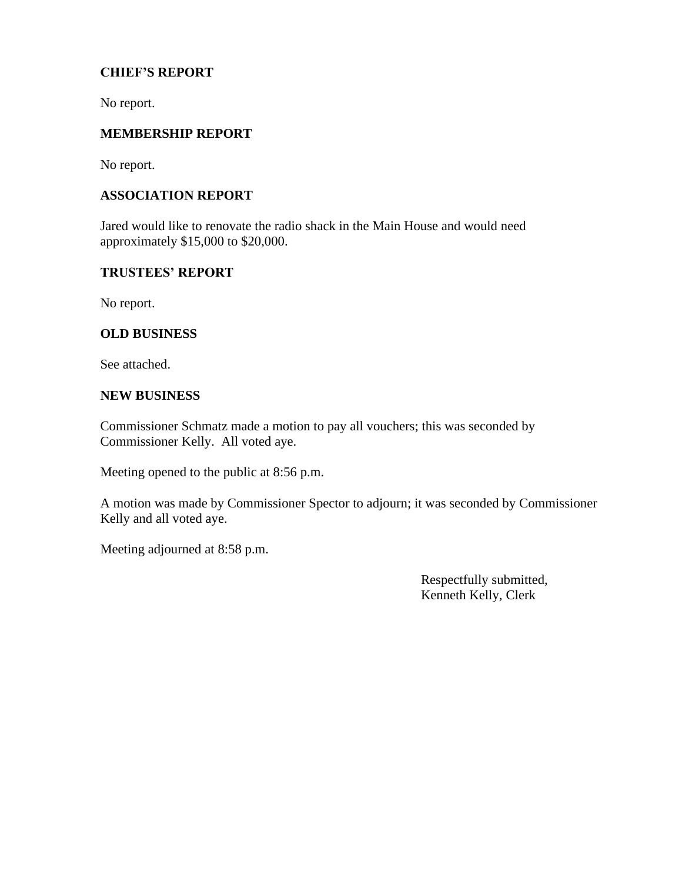**CHIEF'S REPORT**

No report.

**MEMBERSHIP REPORT**

No report.

**ASSOCIATION REPORT**

Jared would like to renovate the radio shack in the Main House and would need approximately $15,000 to $20,000.

**TRUSTEES' REPORT**

No report.

**OLD BUSINESS**

See attached.

**NEW BUSINESS**

Commissioner Schmatz made a motion to pay all vouchers; this was seconded by Commissioner Kelly. All voted aye.

Meeting opened to the public at 8:56 p.m.

A motion was made by Commissioner Spector to adjourn; it was seconded by Commissioner Kelly and all voted aye.

Meeting adjourned at 8:58 p.m.

Respectfully submitted,
Kenneth Kelly, Clerk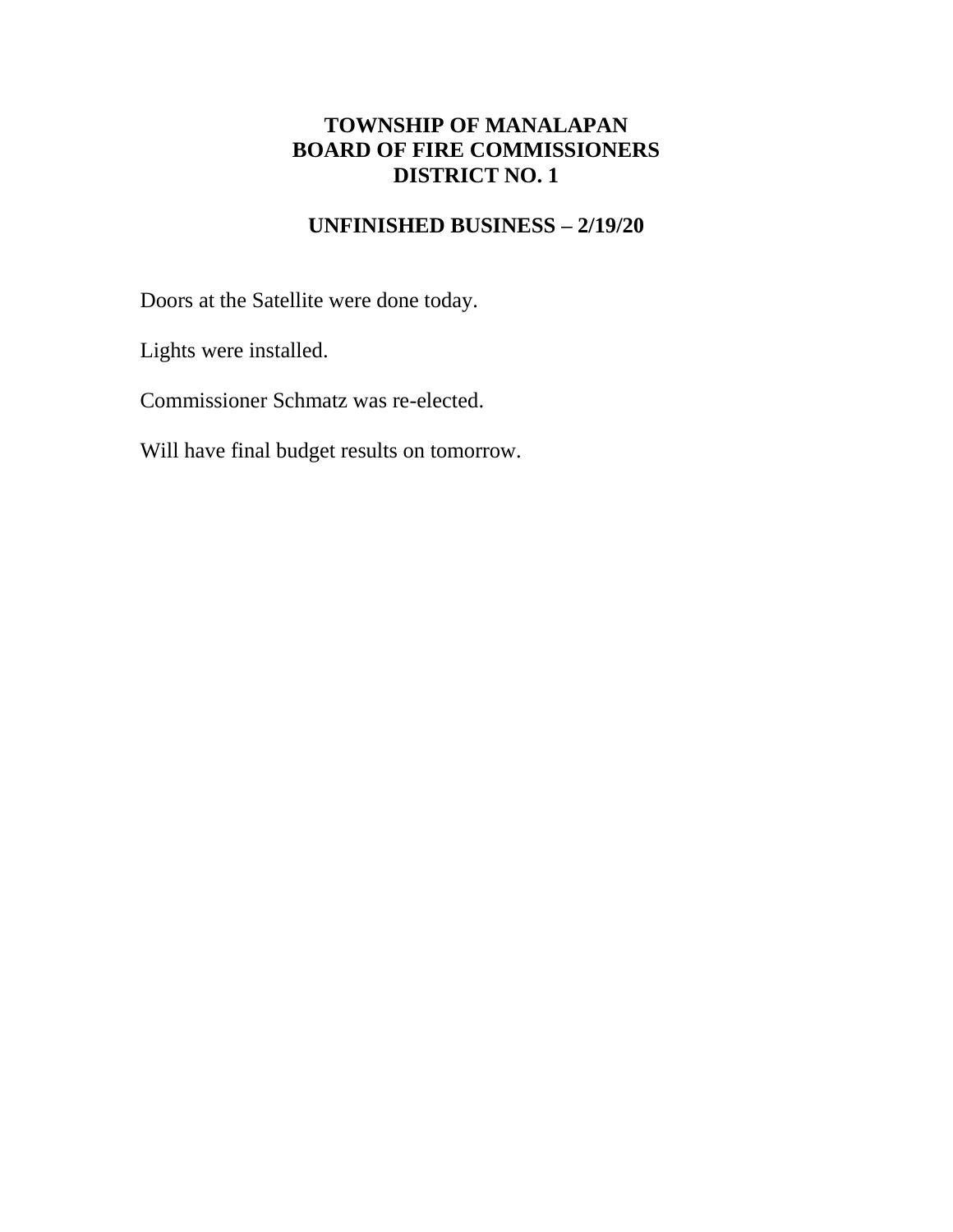# TOWNSHIP OF MANALAPAN
# BOARD OF FIRE COMMISSIONERS
# DISTRICT NO. 1

## UNFINISHED BUSINESS – 2/19/20

Doors at the Satellite were done today.

Lights were installed.

Commissioner Schmatz was re-elected.

Will have final budget results on tomorrow.